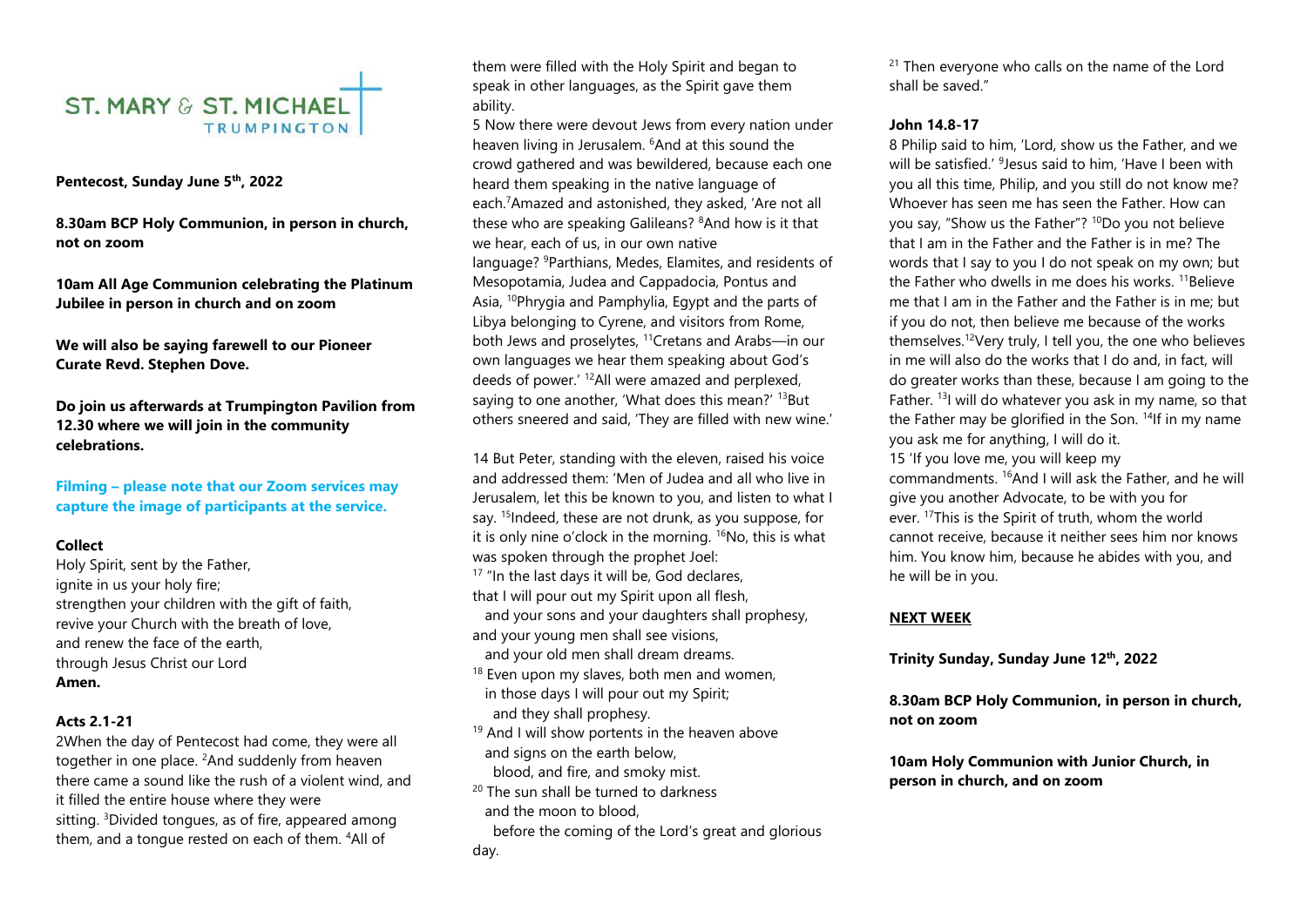# ST. MARY & ST. MICHAEL TRUMPINGTON

**Pentecost, Sunday June 5th, 2022**

**8.30am BCP Holy Communion, in person in church, not on zoom**

**10am All Age Communion celebrating the Platinum Jubilee in person in church and on zoom**

**We will also be saying farewell to our Pioneer Curate Revd. Stephen Dove.**

**Do join us afterwards at Trumpington Pavilion from 12.30 where we will join in the community celebrations.**

**Filming – please note that our Zoom services may capture the image of participants at the service.**

**Collect**

Holy Spirit, sent by the Father,
ignite in us your holy fire;
strengthen your children with the gift of faith,
revive your Church with the breath of love,
and renew the face of the earth,
through Jesus Christ our Lord
**Amen.**

**Acts 2.1-21**

2When the day of Pentecost had come, they were all together in one place. [2]And suddenly from heaven there came a sound like the rush of a violent wind, and it filled the entire house where they were sitting. [3]Divided tongues, as of fire, appeared among them, and a tongue rested on each of them. [4]All of them were filled with the Holy Spirit and began to speak in other languages, as the Spirit gave them ability.

5 Now there were devout Jews from every nation under heaven living in Jerusalem. [6]And at this sound the crowd gathered and was bewildered, because each one heard them speaking in the native language of each.[7]Amazed and astonished, they asked, 'Are not all these who are speaking Galileans? [8]And how is it that we hear, each of us, in our own native language? [9]Parthians, Medes, Elamites, and residents of Mesopotamia, Judea and Cappadocia, Pontus and Asia, [10]Phrygia and Pamphylia, Egypt and the parts of Libya belonging to Cyrene, and visitors from Rome, both Jews and proselytes, [11]Cretans and Arabs—in our own languages we hear them speaking about God's deeds of power.' [12]All were amazed and perplexed, saying to one another, 'What does this mean?' [13]But others sneered and said, 'They are filled with new wine.'

14 But Peter, standing with the eleven, raised his voice and addressed them: 'Men of Judea and all who live in Jerusalem, let this be known to you, and listen to what I say. [15]Indeed, these are not drunk, as you suppose, for it is only nine o'clock in the morning. [16]No, this is what was spoken through the prophet Joel:

[17] "In the last days it will be, God declares,
that I will pour out my Spirit upon all flesh,
  and your sons and your daughters shall prophesy,
and your young men shall see visions,
  and your old men shall dream dreams.
[18] Even upon my slaves, both men and women,
  in those days I will pour out my Spirit;
    and they shall prophesy.
[19] And I will show portents in the heaven above
  and signs on the earth below,
    blood, and fire, and smoky mist.
[20] The sun shall be turned to darkness
  and the moon to blood,
    before the coming of the Lord's great and glorious day.
[21] Then everyone who calls on the name of the Lord shall be saved."

**John 14.8-17**

8 Philip said to him, 'Lord, show us the Father, and we will be satisfied.' [9]Jesus said to him, 'Have I been with you all this time, Philip, and you still do not know me? Whoever has seen me has seen the Father. How can you say, "Show us the Father"? [10]Do you not believe that I am in the Father and the Father is in me? The words that I say to you I do not speak on my own; but the Father who dwells in me does his works. [11]Believe me that I am in the Father and the Father is in me; but if you do not, then believe me because of the works themselves.[12]Very truly, I tell you, the one who believes in me will also do the works that I do and, in fact, will do greater works than these, because I am going to the Father. [13]I will do whatever you ask in my name, so that the Father may be glorified in the Son. [14]If in my name you ask me for anything, I will do it.

15 'If you love me, you will keep my commandments. [16]And I will ask the Father, and he will give you another Advocate, to be with you for ever. [17]This is the Spirit of truth, whom the world cannot receive, because it neither sees him nor knows him. You know him, because he abides with you, and he will be in you.

**NEXT WEEK**

**Trinity Sunday, Sunday June 12th, 2022**

**8.30am BCP Holy Communion, in person in church, not on zoom**

**10am Holy Communion with Junior Church, in person in church, and on zoom**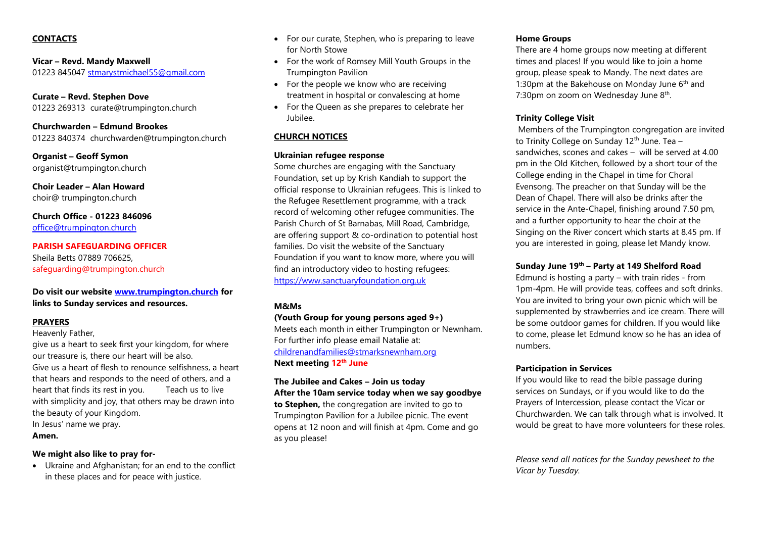## CONTACTS

**Vicar – Revd. Mandy Maxwell**
01223 845047 stmarystmichael55@gmail.com

**Curate – Revd. Stephen Dove**
01223 269313 curate@trumpington.church

**Churchwarden – Edmund Brookes**
01223 840374 churchwarden@trumpington.church

**Organist – Geoff Symon**
organist@trumpington.church

**Choir Leader – Alan Howard**
choir@ trumpington.church

**Church Office - 01223 846096**
office@trumpington.church

**PARISH SAFEGUARDING OFFICER**
Sheila Betts 07889 706625,
safeguarding@trumpington.church

**Do visit our website www.trumpington.church for links to Sunday services and resources.**

## PRAYERS

Heavenly Father,
give us a heart to seek first your kingdom, for where our treasure is, there our heart will be also.
Give us a heart of flesh to renounce selfishness, a heart that hears and responds to the need of others, and a heart that finds its rest in you. Teach us to live with simplicity and joy, that others may be drawn into the beauty of your Kingdom.
In Jesus' name we pray.
**Amen.**

**We might also like to pray for-**

- Ukraine and Afghanistan; for an end to the conflict in these places and for peace with justice.
- For our curate, Stephen, who is preparing to leave for North Stowe
- For the work of Romsey Mill Youth Groups in the Trumpington Pavilion
- For the people we know who are receiving treatment in hospital or convalescing at home
- For the Queen as she prepares to celebrate her Jubilee.

## CHURCH NOTICES

**Ukrainian refugee response**
Some churches are engaging with the Sanctuary Foundation, set up by Krish Kandiah to support the official response to Ukrainian refugees. This is linked to the Refugee Resettlement programme, with a track record of welcoming other refugee communities. The Parish Church of St Barnabas, Mill Road, Cambridge, are offering support & co-ordination to potential host families. Do visit the website of the Sanctuary Foundation if you want to know more, where you will find an introductory video to hosting refugees: https://www.sanctuaryfoundation.org.uk

**M&Ms**
**(Youth Group for young persons aged 9+)**
Meets each month in either Trumpington or Newnham. For further info please email Natalie at: childrenandfamilies@stmarksnewnham.org
**Next meeting 12th June**

**The Jubilee and Cakes – Join us today**
**After the 10am service today when we say goodbye to Stephen,** the congregation are invited to go to Trumpington Pavilion for a Jubilee picnic. The event opens at 12 noon and will finish at 4pm. Come and go as you please!

**Home Groups**
There are 4 home groups now meeting at different times and places! If you would like to join a home group, please speak to Mandy. The next dates are 1:30pm at the Bakehouse on Monday June 6th and 7:30pm on zoom on Wednesday June 8th.

**Trinity College Visit**
Members of the Trumpington congregation are invited to Trinity College on Sunday 12th June. Tea – sandwiches, scones and cakes – will be served at 4.00 pm in the Old Kitchen, followed by a short tour of the College ending in the Chapel in time for Choral Evensong. The preacher on that Sunday will be the Dean of Chapel. There will also be drinks after the service in the Ante-Chapel, finishing around 7.50 pm, and a further opportunity to hear the choir at the Singing on the River concert which starts at 8.45 pm. If you are interested in going, please let Mandy know.

**Sunday June 19th – Party at 149 Shelford Road**
Edmund is hosting a party – with train rides - from 1pm-4pm. He will provide teas, coffees and soft drinks. You are invited to bring your own picnic which will be supplemented by strawberries and ice cream. There will be some outdoor games for children. If you would like to come, please let Edmund know so he has an idea of numbers.

**Participation in Services**
If you would like to read the bible passage during services on Sundays, or if you would like to do the Prayers of Intercession, please contact the Vicar or Churchwarden. We can talk through what is involved. It would be great to have more volunteers for these roles.

*Please send all notices for the Sunday pewsheet to the Vicar by Tuesday.*